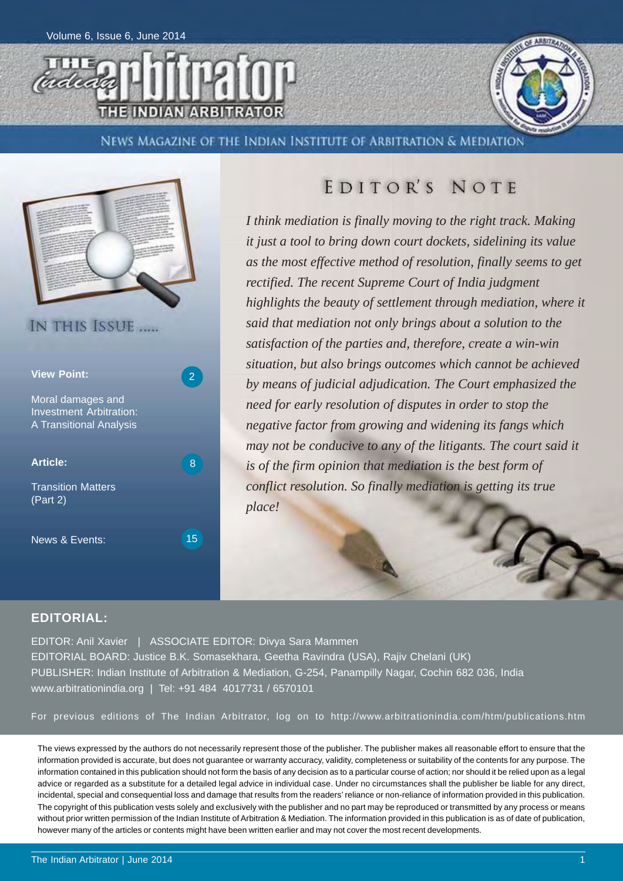Volume 6, Issue 6, June 2014

# THE INDIAN ARBITRATOR

NEWS MAGAZINE OF THE INDIAN INSTITUTE OF ARBITRATION & MEDIATION

## IN THIS ISSUE .....

**View Point:** 2

Moral damages and Investment Arbitration: A Transitional Analysis

**Article:** 8

Transition Matters (Part 2)

News & Events: 15

## EDITOR'S NOTE

*I think mediation is finally moving to the right track. Making it just a tool to bring down court dockets, sidelining its value as the most effective method of resolution, finally seems to get rectified. The recent Supreme Court of India judgment highlights the beauty of settlement through mediation, where it said that mediation not only brings about a solution to the satisfaction of the parties and, therefore, create a win-win situation, but also brings outcomes which cannot be achieved by means of judicial adjudication. The Court emphasized the need for early resolution of disputes in order to stop the negative factor from growing and widening its fangs which may not be conducive to any of the litigants. The court said it is of the firm opinion that mediation is the best form of conflict resolution. So finally mediation is getting its true place!*

## EDITORIAL:

EDITOR: Anil Xavier | ASSOCIATE EDITOR: Divya Sara Mammen
EDITORIAL BOARD: Justice B.K. Somasekhara, Geetha Ravindra (USA), Rajiv Chelani (UK)
PUBLISHER: Indian Institute of Arbitration & Mediation, G-254, Panampilly Nagar, Cochin 682 036, India
www.arbitrationindia.org | Tel: +91 484 4017731 / 6570101

For previous editions of The Indian Arbitrator, log on to http://www.arbitrationindia.com/htm/publications.htm

The views expressed by the authors do not necessarily represent those of the publisher. The publisher makes all reasonable effort to ensure that the information provided is accurate, but does not guarantee or warranty accuracy, validity, completeness or suitability of the contents for any purpose. The information contained in this publication should not form the basis of any decision as to a particular course of action; nor should it be relied upon as a legal advice or regarded as a substitute for a detailed legal advice in individual case. Under no circumstances shall the publisher be liable for any direct, incidental, special and consequential loss and damage that results from the readers' reliance or non-reliance of information provided in this publication. The copyright of this publication vests solely and exclusively with the publisher and no part may be reproduced or transmitted by any process or means without prior written permission of the Indian Institute of Arbitration & Mediation. The information provided in this publication is as of date of publication, however many of the articles or contents might have been written earlier and may not cover the most recent developments.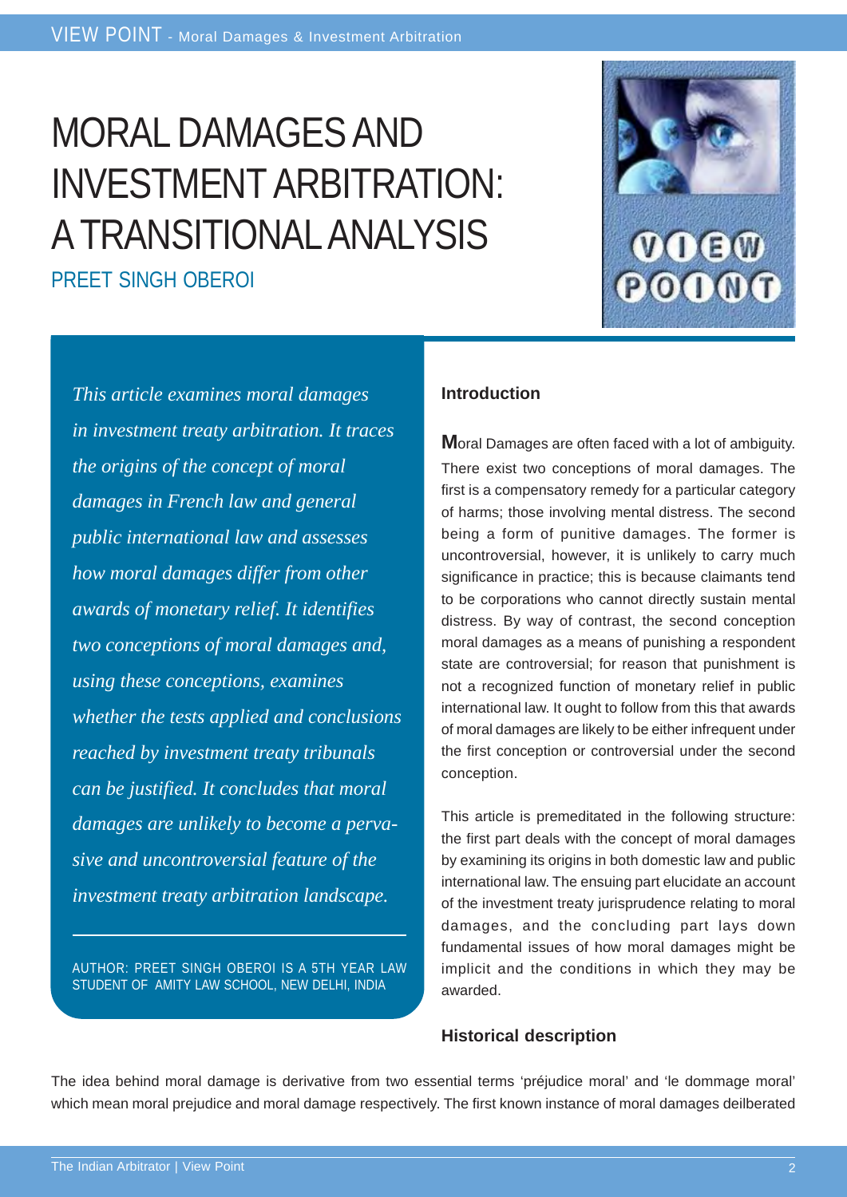# MORAL DAMAGES AND INVESTMENT ARBITRATION: A TRANSITIONAL ANALYSIS

PREET SINGH OBEROI

*This article examines moral damages in investment treaty arbitration. It traces the origins of the concept of moral damages in French law and general public international law and assesses how moral damages differ from other awards of monetary relief. It identifies two conceptions of moral damages and, using these conceptions, examines whether the tests applied and conclusions reached by investment treaty tribunals can be justified. It concludes that moral damages are unlikely to become a pervasive and uncontroversial feature of the investment treaty arbitration landscape.*

AUTHOR: PREET SINGH OBEROI IS A 5TH YEAR LAW STUDENT OF AMITY LAW SCHOOL, NEW DELHI, INDIA

### Introduction

Moral Damages are often faced with a lot of ambiguity. There exist two conceptions of moral damages. The first is a compensatory remedy for a particular category of harms; those involving mental distress. The second being a form of punitive damages. The former is uncontroversial, however, it is unlikely to carry much significance in practice; this is because claimants tend to be corporations who cannot directly sustain mental distress. By way of contrast, the second conception moral damages as a means of punishing a respondent state are controversial; for reason that punishment is not a recognized function of monetary relief in public international law. It ought to follow from this that awards of moral damages are likely to be either infrequent under the first conception or controversial under the second conception.

This article is premeditated in the following structure: the first part deals with the concept of moral damages by examining its origins in both domestic law and public international law. The ensuing part elucidate an account of the investment treaty jurisprudence relating to moral damages, and the concluding part lays down fundamental issues of how moral damages might be implicit and the conditions in which they may be awarded.

### Historical description

The idea behind moral damage is derivative from two essential terms 'préjudice moral' and 'le dommage moral' which mean moral prejudice and moral damage respectively. The first known instance of moral damages deilberated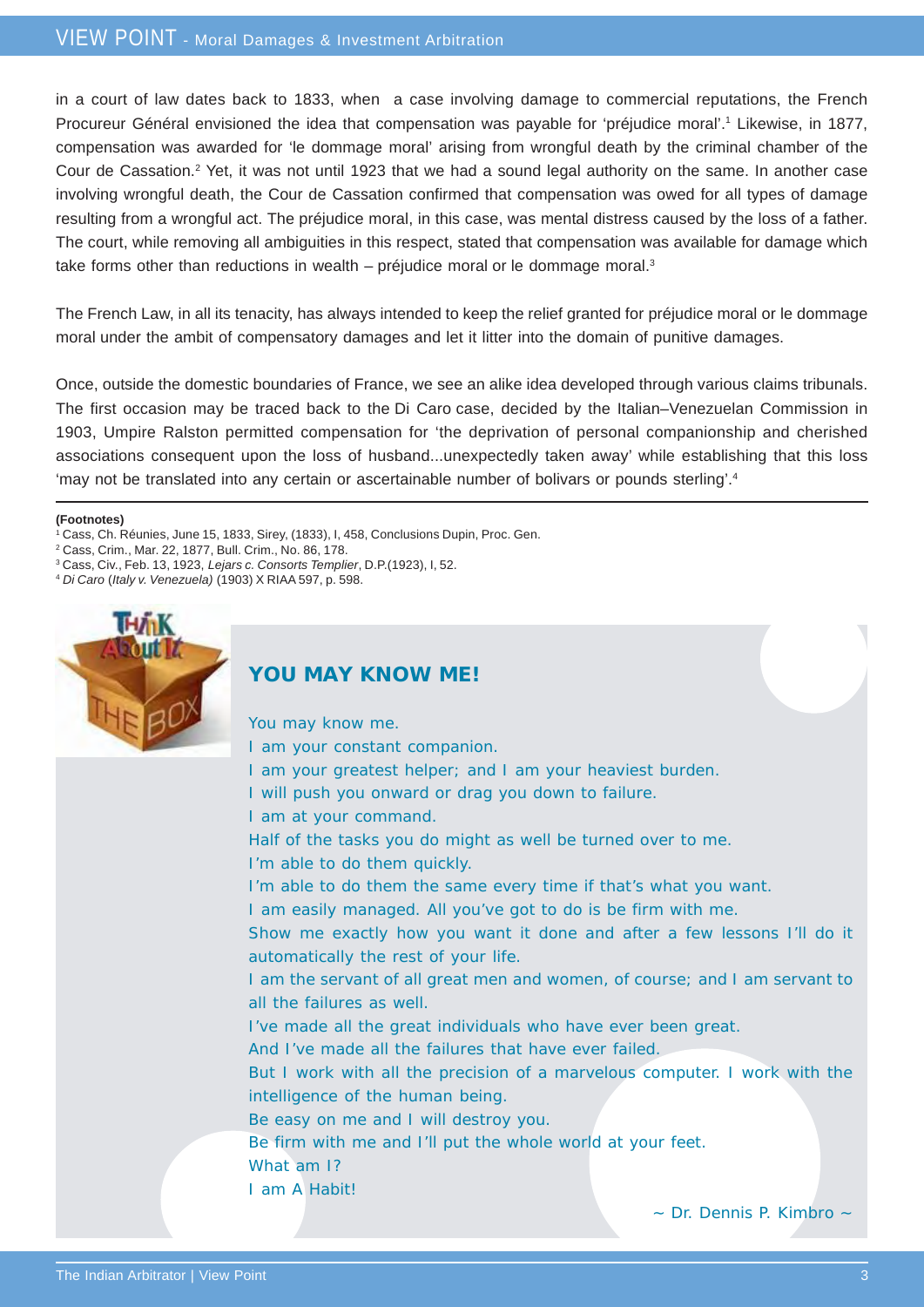in a court of law dates back to 1833, when a case involving damage to commercial reputations, the French Procureur Général envisioned the idea that compensation was payable for 'préjudice moral'.[1] Likewise, in 1877, compensation was awarded for 'le dommage moral' arising from wrongful death by the criminal chamber of the Cour de Cassation.[2] Yet, it was not until 1923 that we had a sound legal authority on the same. In another case involving wrongful death, the Cour de Cassation confirmed that compensation was owed for all types of damage resulting from a wrongful act. The préjudice moral, in this case, was mental distress caused by the loss of a father. The court, while removing all ambiguities in this respect, stated that compensation was available for damage which take forms other than reductions in wealth – préjudice moral or le dommage moral.[3]

The French Law, in all its tenacity, has always intended to keep the relief granted for préjudice moral or le dommage moral under the ambit of compensatory damages and let it litter into the domain of punitive damages.

Once, outside the domestic boundaries of France, we see an alike idea developed through various claims tribunals. The first occasion may be traced back to the Di Caro case, decided by the Italian–Venezuelan Commission in 1903, Umpire Ralston permitted compensation for 'the deprivation of personal companionship and cherished associations consequent upon the loss of husband...unexpectedly taken away' while establishing that this loss 'may not be translated into any certain or ascertainable number of bolivars or pounds sterling'.[4]

**(Footnotes)**

[1] Cass, Ch. Réunies, June 15, 1833, Sirey, (1833), I, 458, Conclusions Dupin, Proc. Gen.

[2] Cass, Crim., Mar. 22, 1877, Bull. Crim., No. 86, 178.

[3] Cass, Civ., Feb. 13, 1923, *Lejars c. Consorts Templier*, D.P.(1923), I, 52.

[4] *Di Caro* (*Italy v. Venezuela)* (1903) X RIAA 597, p. 598.

Think About It THE BOX

## YOU MAY KNOW ME!

You may know me.
I am your constant companion.
I am your greatest helper; and I am your heaviest burden.
I will push you onward or drag you down to failure.
I am at your command.
Half of the tasks you do might as well be turned over to me.
I'm able to do them quickly.
I'm able to do them the same every time if that's what you want.
I am easily managed. All you've got to do is be firm with me.
Show me exactly how you want it done and after a few lessons I'll do it automatically the rest of your life.
I am the servant of all great men and women, of course; and I am servant to all the failures as well.
I've made all the great individuals who have ever been great.
And I've made all the failures that have ever failed.
But I work with all the precision of a marvelous computer. I work with the intelligence of the human being.
Be easy on me and I will destroy you.
Be firm with me and I'll put the whole world at your feet.
What am I?
I am A Habit!

~ Dr. Dennis P. Kimbro ~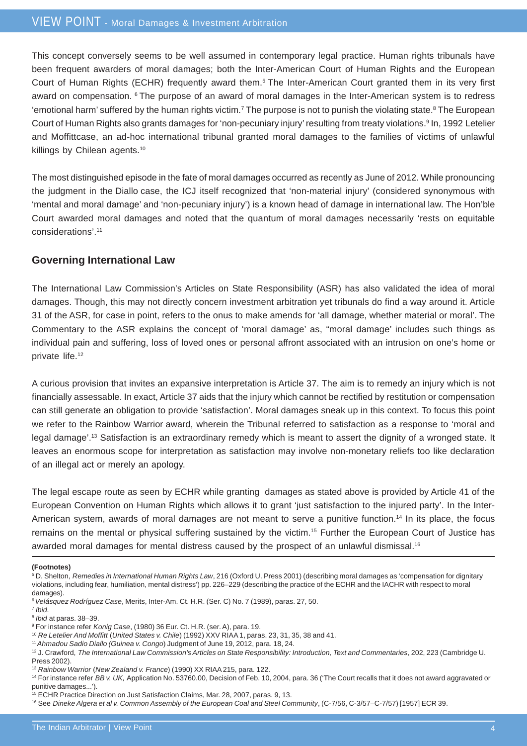This concept conversely seems to be well assumed in contemporary legal practice. Human rights tribunals have been frequent awarders of moral damages; both the Inter-American Court of Human Rights and the European Court of Human Rights (ECHR) frequently award them.[5] The Inter-American Court granted them in its very first award on compensation. [6] The purpose of an award of moral damages in the Inter-American system is to redress 'emotional harm' suffered by the human rights victim.[7] The purpose is not to punish the violating state.[8] The European Court of Human Rights also grants damages for 'non-pecuniary injury' resulting from treaty violations.[9] In, 1992 Letelier and Moffittcase, an ad-hoc international tribunal granted moral damages to the families of victims of unlawful killings by Chilean agents.[10]

The most distinguished episode in the fate of moral damages occurred as recently as June of 2012. While pronouncing the judgment in the Diallo case, the ICJ itself recognized that 'non-material injury' (considered synonymous with 'mental and moral damage' and 'non-pecuniary injury') is a known head of damage in international law. The Hon'ble Court awarded moral damages and noted that the quantum of moral damages necessarily 'rests on equitable considerations'.[11]

## Governing International Law

The International Law Commission's Articles on State Responsibility (ASR) has also validated the idea of moral damages. Though, this may not directly concern investment arbitration yet tribunals do find a way around it. Article 31 of the ASR, for case in point, refers to the onus to make amends for 'all damage, whether material or moral'. The Commentary to the ASR explains the concept of 'moral damage' as, "moral damage' includes such things as individual pain and suffering, loss of loved ones or personal affront associated with an intrusion on one's home or private life.[12]

A curious provision that invites an expansive interpretation is Article 37. The aim is to remedy an injury which is not financially assessable. In exact, Article 37 aids that the injury which cannot be rectified by restitution or compensation can still generate an obligation to provide 'satisfaction'. Moral damages sneak up in this context. To focus this point we refer to the Rainbow Warrior award, wherein the Tribunal referred to satisfaction as a response to 'moral and legal damage'.[13] Satisfaction is an extraordinary remedy which is meant to assert the dignity of a wronged state. It leaves an enormous scope for interpretation as satisfaction may involve non-monetary reliefs too like declaration of an illegal act or merely an apology.

The legal escape route as seen by ECHR while granting damages as stated above is provided by Article 41 of the European Convention on Human Rights which allows it to grant 'just satisfaction to the injured party'. In the Inter-American system, awards of moral damages are not meant to serve a punitive function.[14] In its place, the focus remains on the mental or physical suffering sustained by the victim.[15] Further the European Court of Justice has awarded moral damages for mental distress caused by the prospect of an unlawful dismissal.[16]

---

**(Footnotes)**

[5] D. Shelton, *Remedies in International Human Rights Law*, 216 (Oxford U. Press 2001) (describing moral damages as 'compensation for dignitary violations, including fear, humiliation, mental distress') pp. 226–229 (describing the practice of the ECHR and the IACHR with respect to moral damages).

[6] *Velásquez Rodríguez Case*, Merits, Inter-Am. Ct. H.R. (Ser. C) No. 7 (1989), paras. 27, 50.

[7] *Ibid*.

[8] *Ibid* at paras. 38–39.

[9] For instance refer *Konig Case*, (1980) 36 Eur. Ct. H.R. (ser. A), para. 19.

[10] *Re Letelier And Moffitt* (*United States v. Chile*) (1992) XXV RIAA 1, paras. 23, 31, 35, 38 and 41.

[11] *Ahmadou Sadio Diallo (Guinea v. Congo*) Judgment of June 19, 2012, para. 18, 24.

[12] J. Crawford, *The International Law Commission's Articles on State Responsibility: Introduction, Text and Commentaries*, 202, 223 (Cambridge U. Press 2002).

[13] *Rainbow Warrior* (*New Zealand v. France*) (1990) XX RIAA 215, para. 122.

[14] For instance refer *BB v. UK,* Application No. 53760.00, Decision of Feb. 10, 2004, para. 36 ('The Court recalls that it does not award aggravated or punitive damages...').

[15] ECHR Practice Direction on Just Satisfaction Claims, Mar. 28, 2007, paras. 9, 13.

[16] See *Dineke Algera et al v. Common Assembly of the European Coal and Steel Community*, (C-7/56, C-3/57–C-7/57) [1957] ECR 39.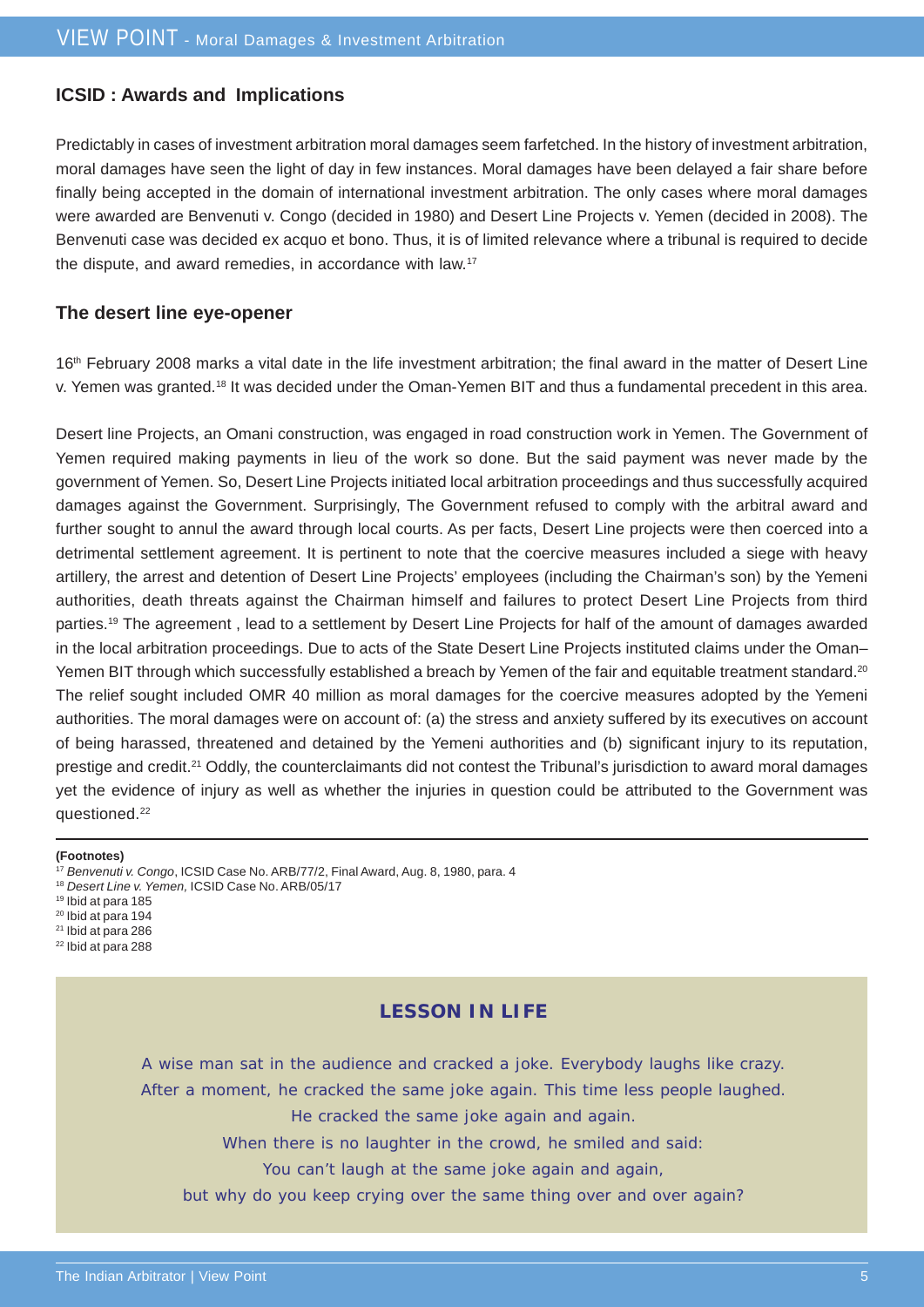## ICSID : Awards and Implications

Predictably in cases of investment arbitration moral damages seem farfetched. In the history of investment arbitration, moral damages have seen the light of day in few instances. Moral damages have been delayed a fair share before finally being accepted in the domain of international investment arbitration. The only cases where moral damages were awarded are Benvenuti v. Congo (decided in 1980) and Desert Line Projects v. Yemen (decided in 2008). The Benvenuti case was decided ex acquo et bono. Thus, it is of limited relevance where a tribunal is required to decide the dispute, and award remedies, in accordance with law.[17]

## The desert line eye-opener

16th February 2008 marks a vital date in the life investment arbitration; the final award in the matter of Desert Line v. Yemen was granted.[18] It was decided under the Oman-Yemen BIT and thus a fundamental precedent in this area.

Desert line Projects, an Omani construction, was engaged in road construction work in Yemen. The Government of Yemen required making payments in lieu of the work so done. But the said payment was never made by the government of Yemen. So, Desert Line Projects initiated local arbitration proceedings and thus successfully acquired damages against the Government. Surprisingly, The Government refused to comply with the arbitral award and further sought to annul the award through local courts. As per facts, Desert Line projects were then coerced into a detrimental settlement agreement. It is pertinent to note that the coercive measures included a siege with heavy artillery, the arrest and detention of Desert Line Projects' employees (including the Chairman's son) by the Yemeni authorities, death threats against the Chairman himself and failures to protect Desert Line Projects from third parties.[19] The agreement , lead to a settlement by Desert Line Projects for half of the amount of damages awarded in the local arbitration proceedings. Due to acts of the State Desert Line Projects instituted claims under the Oman–Yemen BIT through which successfully established a breach by Yemen of the fair and equitable treatment standard.[20] The relief sought included OMR 40 million as moral damages for the coercive measures adopted by the Yemeni authorities. The moral damages were on account of: (a) the stress and anxiety suffered by its executives on account of being harassed, threatened and detained by the Yemeni authorities and (b) significant injury to its reputation, prestige and credit.[21] Oddly, the counterclaimants did not contest the Tribunal's jurisdiction to award moral damages yet the evidence of injury as well as whether the injuries in question could be attributed to the Government was questioned.[22]

---

**(Footnotes)**

[17] *Benvenuti v. Congo*, ICSID Case No. ARB/77/2, Final Award, Aug. 8, 1980, para. 4
[18] *Desert Line v. Yemen,* ICSID Case No. ARB/05/17
[19] Ibid at para 185
[20] Ibid at para 194
[21] Ibid at para 286
[22] Ibid at para 288

### LESSON IN LIFE

A wise man sat in the audience and cracked a joke. Everybody laughs like crazy.
After a moment, he cracked the same joke again. This time less people laughed.
He cracked the same joke again and again.
When there is no laughter in the crowd, he smiled and said:
You can't laugh at the same joke again and again,
but why do you keep crying over the same thing over and over again?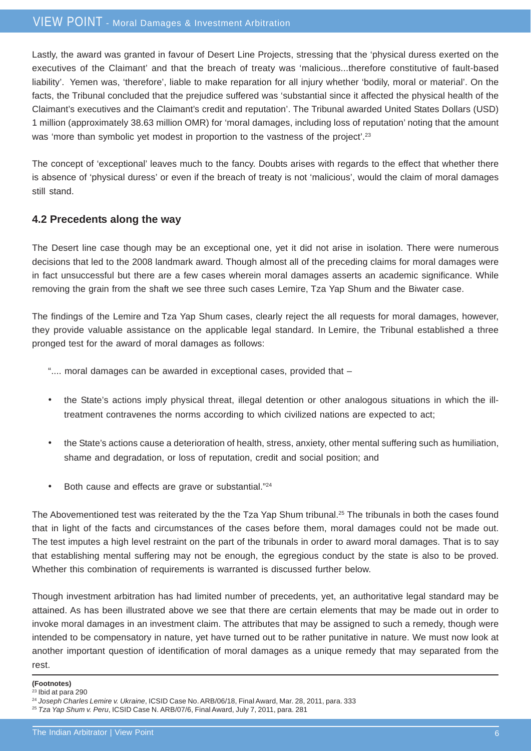Lastly, the award was granted in favour of Desert Line Projects, stressing that the 'physical duress exerted on the executives of the Claimant' and that the breach of treaty was 'malicious...therefore constitutive of fault-based liability'. Yemen was, 'therefore', liable to make reparation for all injury whether 'bodily, moral or material'. On the facts, the Tribunal concluded that the prejudice suffered was 'substantial since it affected the physical health of the Claimant's executives and the Claimant's credit and reputation'. The Tribunal awarded United States Dollars (USD) 1 million (approximately 38.63 million OMR) for 'moral damages, including loss of reputation' noting that the amount was 'more than symbolic yet modest in proportion to the vastness of the project'.[23]

The concept of 'exceptional' leaves much to the fancy. Doubts arises with regards to the effect that whether there is absence of 'physical duress' or even if the breach of treaty is not 'malicious', would the claim of moral damages still stand.

### 4.2 Precedents along the way

The Desert line case though may be an exceptional one, yet it did not arise in isolation. There were numerous decisions that led to the 2008 landmark award. Though almost all of the preceding claims for moral damages were in fact unsuccessful but there are a few cases wherein moral damages asserts an academic significance. While removing the grain from the shaft we see three such cases Lemire, Tza Yap Shum and the Biwater case.

The findings of the Lemire and Tza Yap Shum cases, clearly reject the all requests for moral damages, however, they provide valuable assistance on the applicable legal standard. In Lemire, the Tribunal established a three pronged test for the award of moral damages as follows:

".... moral damages can be awarded in exceptional cases, provided that –

- the State's actions imply physical threat, illegal detention or other analogous situations in which the ill-treatment contravenes the norms according to which civilized nations are expected to act;
- the State's actions cause a deterioration of health, stress, anxiety, other mental suffering such as humiliation, shame and degradation, or loss of reputation, credit and social position; and
- Both cause and effects are grave or substantial."[24]

The Abovementioned test was reiterated by the the Tza Yap Shum tribunal.[25] The tribunals in both the cases found that in light of the facts and circumstances of the cases before them, moral damages could not be made out. The test imputes a high level restraint on the part of the tribunals in order to award moral damages. That is to say that establishing mental suffering may not be enough, the egregious conduct by the state is also to be proved. Whether this combination of requirements is warranted is discussed further below.

Though investment arbitration has had limited number of precedents, yet, an authoritative legal standard may be attained. As has been illustrated above we see that there are certain elements that may be made out in order to invoke moral damages in an investment claim. The attributes that may be assigned to such a remedy, though were intended to be compensatory in nature, yet have turned out to be rather punitative in nature. We must now look at another important question of identification of moral damages as a unique remedy that may separated from the rest.

**(Footnotes)**

[23] Ibid at para 290

[24] *Joseph Charles Lemire v. Ukraine*, ICSID Case No. ARB/06/18, Final Award, Mar. 28, 2011, para. 333

[25] *Tza Yap Shum v. Peru*, ICSID Case N. ARB/07/6, Final Award, July 7, 2011, para. 281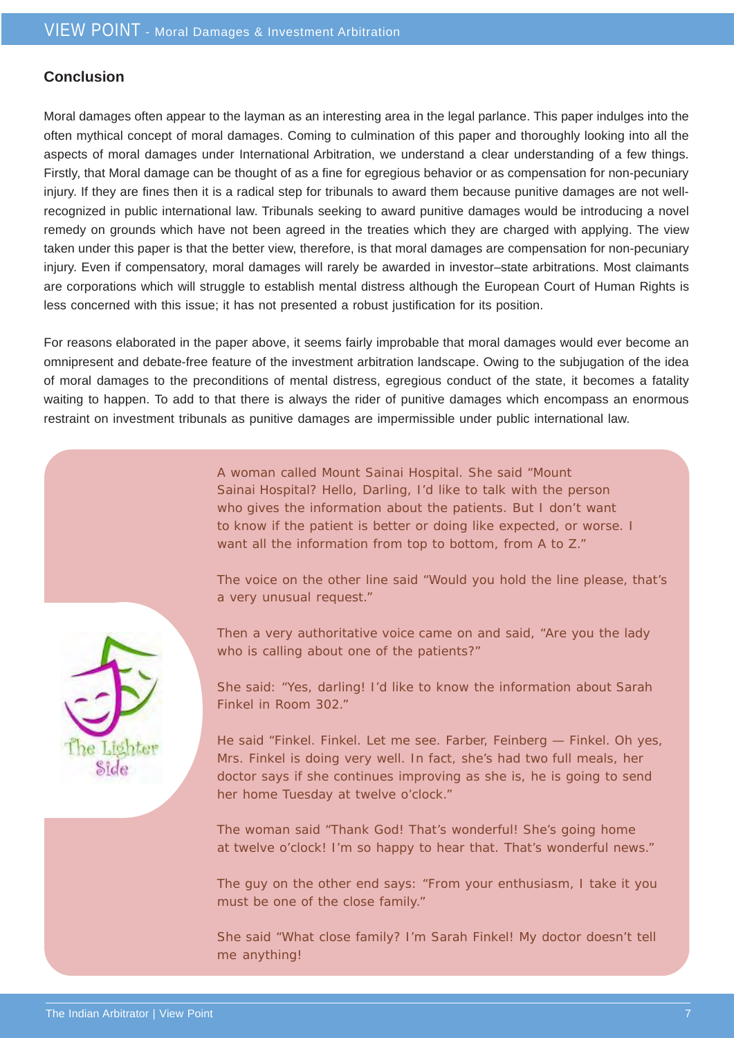## Conclusion

Moral damages often appear to the layman as an interesting area in the legal parlance. This paper indulges into the often mythical concept of moral damages. Coming to culmination of this paper and thoroughly looking into all the aspects of moral damages under International Arbitration, we understand a clear understanding of a few things. Firstly, that Moral damage can be thought of as a fine for egregious behavior or as compensation for non-pecuniary injury. If they are fines then it is a radical step for tribunals to award them because punitive damages are not well-recognized in public international law. Tribunals seeking to award punitive damages would be introducing a novel remedy on grounds which have not been agreed in the treaties which they are charged with applying. The view taken under this paper is that the better view, therefore, is that moral damages are compensation for non-pecuniary injury. Even if compensatory, moral damages will rarely be awarded in investor–state arbitrations. Most claimants are corporations which will struggle to establish mental distress although the European Court of Human Rights is less concerned with this issue; it has not presented a robust justification for its position.

For reasons elaborated in the paper above, it seems fairly improbable that moral damages would ever become an omnipresent and debate-free feature of the investment arbitration landscape. Owing to the subjugation of the idea of moral damages to the preconditions of mental distress, egregious conduct of the state, it becomes a fatality waiting to happen. To add to that there is always the rider of punitive damages which encompass an enormous restraint on investment tribunals as punitive damages are impermissible under public international law.

The Lighter Side

A woman called Mount Sainai Hospital. She said "Mount Sainai Hospital? Hello, Darling, I'd like to talk with the person who gives the information about the patients. But I don't want to know if the patient is better or doing like expected, or worse. I want all the information from top to bottom, from A to Z."

The voice on the other line said "Would you hold the line please, that's a very unusual request."

Then a very authoritative voice came on and said, "Are you the lady who is calling about one of the patients?"

She said: "Yes, darling! I'd like to know the information about Sarah Finkel in Room 302."

He said "Finkel. Finkel. Let me see. Farber, Feinberg — Finkel. Oh yes, Mrs. Finkel is doing very well. In fact, she's had two full meals, her doctor says if she continues improving as she is, he is going to send her home Tuesday at twelve o'clock."

The woman said "Thank God! That's wonderful! She's going home at twelve o'clock! I'm so happy to hear that. That's wonderful news."

The guy on the other end says: "From your enthusiasm, I take it you must be one of the close family."

She said "What close family? I'm Sarah Finkel! My doctor doesn't tell me anything!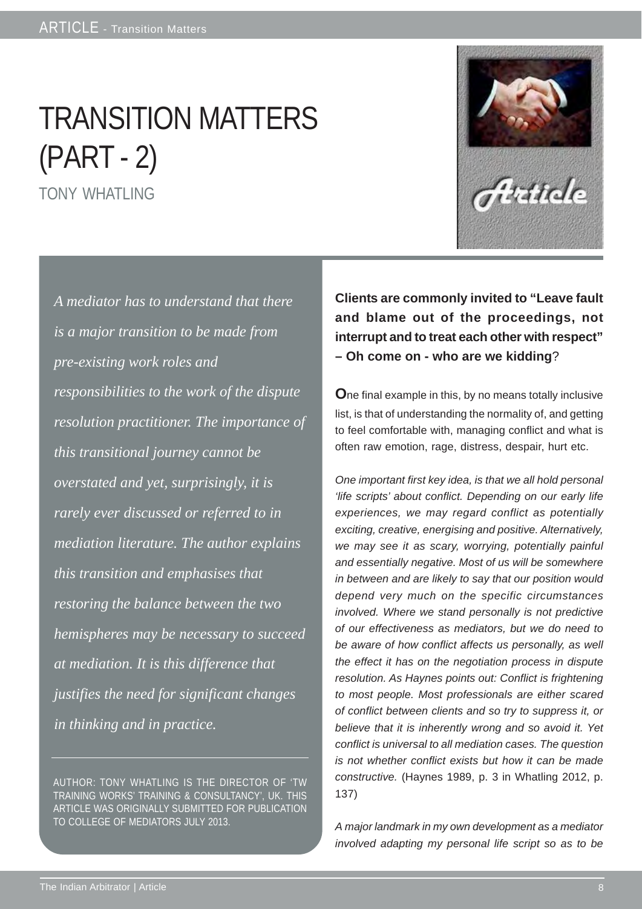# TRANSITION MATTERS (PART - 2)

TONY WHATLING

*A mediator has to understand that there is a major transition to be made from pre-existing work roles and responsibilities to the work of the dispute resolution practitioner. The importance of this transitional journey cannot be overstated and yet, surprisingly, it is rarely ever discussed or referred to in mediation literature. The author explains this transition and emphasises that restoring the balance between the two hemispheres may be necessary to succeed at mediation. It is this difference that justifies the need for significant changes in thinking and in practice.*

AUTHOR: TONY WHATLING IS THE DIRECTOR OF 'TW TRAINING WORKS' TRAINING & CONSULTANCY', UK. THIS ARTICLE WAS ORIGINALLY SUBMITTED FOR PUBLICATION TO COLLEGE OF MEDIATORS JULY 2013.

**Clients are commonly invited to "Leave fault and blame out of the proceedings, not interrupt and to treat each other with respect" – Oh come on - who are we kidding**?

**O**ne final example in this, by no means totally inclusive list, is that of understanding the normality of, and getting to feel comfortable with, managing conflict and what is often raw emotion, rage, distress, despair, hurt etc.

*One important first key idea, is that we all hold personal 'life scripts' about conflict. Depending on our early life experiences, we may regard conflict as potentially exciting, creative, energising and positive. Alternatively, we may see it as scary, worrying, potentially painful and essentially negative. Most of us will be somewhere in between and are likely to say that our position would depend very much on the specific circumstances involved. Where we stand personally is not predictive of our effectiveness as mediators, but we do need to be aware of how conflict affects us personally, as well the effect it has on the negotiation process in dispute resolution. As Haynes points out: Conflict is frightening to most people. Most professionals are either scared of conflict between clients and so try to suppress it, or believe that it is inherently wrong and so avoid it. Yet conflict is universal to all mediation cases. The question is not whether conflict exists but how it can be made constructive.* (Haynes 1989, p. 3 in Whatling 2012, p. 137)

*A major landmark in my own development as a mediator involved adapting my personal life script so as to be*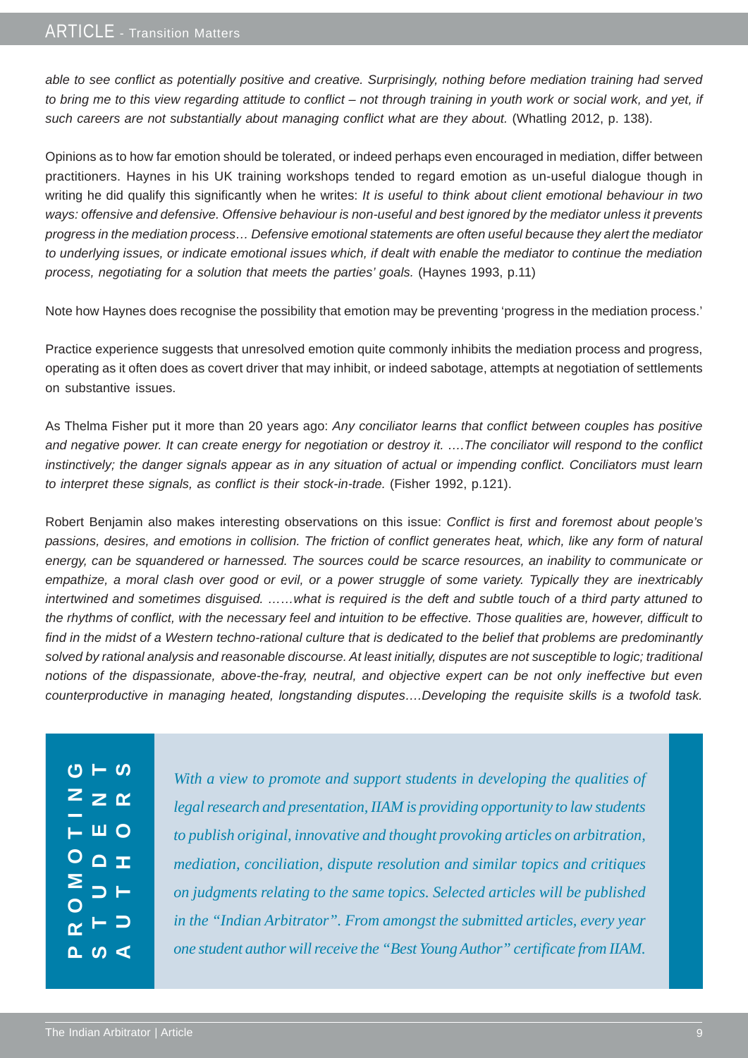*able to see conflict as potentially positive and creative. Surprisingly, nothing before mediation training had served to bring me to this view regarding attitude to conflict – not through training in youth work or social work, and yet, if such careers are not substantially about managing conflict what are they about.* (Whatling 2012, p. 138).

Opinions as to how far emotion should be tolerated, or indeed perhaps even encouraged in mediation, differ between practitioners. Haynes in his UK training workshops tended to regard emotion as un-useful dialogue though in writing he did qualify this significantly when he writes: *It is useful to think about client emotional behaviour in two ways: offensive and defensive. Offensive behaviour is non-useful and best ignored by the mediator unless it prevents progress in the mediation process… Defensive emotional statements are often useful because they alert the mediator to underlying issues, or indicate emotional issues which, if dealt with enable the mediator to continue the mediation process, negotiating for a solution that meets the parties' goals.* (Haynes 1993, p.11)

Note how Haynes does recognise the possibility that emotion may be preventing 'progress in the mediation process.'

Practice experience suggests that unresolved emotion quite commonly inhibits the mediation process and progress, operating as it often does as covert driver that may inhibit, or indeed sabotage, attempts at negotiation of settlements on substantive issues.

As Thelma Fisher put it more than 20 years ago: *Any conciliator learns that conflict between couples has positive and negative power. It can create energy for negotiation or destroy it. ….The conciliator will respond to the conflict instinctively; the danger signals appear as in any situation of actual or impending conflict. Conciliators must learn to interpret these signals, as conflict is their stock-in-trade.* (Fisher 1992, p.121).

Robert Benjamin also makes interesting observations on this issue: *Conflict is first and foremost about people's passions, desires, and emotions in collision. The friction of conflict generates heat, which, like any form of natural energy, can be squandered or harnessed. The sources could be scarce resources, an inability to communicate or empathize, a moral clash over good or evil, or a power struggle of some variety. Typically they are inextricably intertwined and sometimes disguised. ……what is required is the deft and subtle touch of a third party attuned to the rhythms of conflict, with the necessary feel and intuition to be effective. Those qualities are, however, difficult to find in the midst of a Western techno-rational culture that is dedicated to the belief that problems are predominantly solved by rational analysis and reasonable discourse. At least initially, disputes are not susceptible to logic; traditional notions of the dispassionate, above-the-fray, neutral, and objective expert can be not only ineffective but even counterproductive in managing heated, longstanding disputes….Developing the requisite skills is a twofold task.*

**PROMOTING STUDENT AUTHORS**

*With a view to promote and support students in developing the qualities of legal research and presentation, IIAM is providing opportunity to law students to publish original, innovative and thought provoking articles on arbitration, mediation, conciliation, dispute resolution and similar topics and critiques on judgments relating to the same topics. Selected articles will be published in the "Indian Arbitrator". From amongst the submitted articles, every year one student author will receive the "Best Young Author" certificate from IIAM.*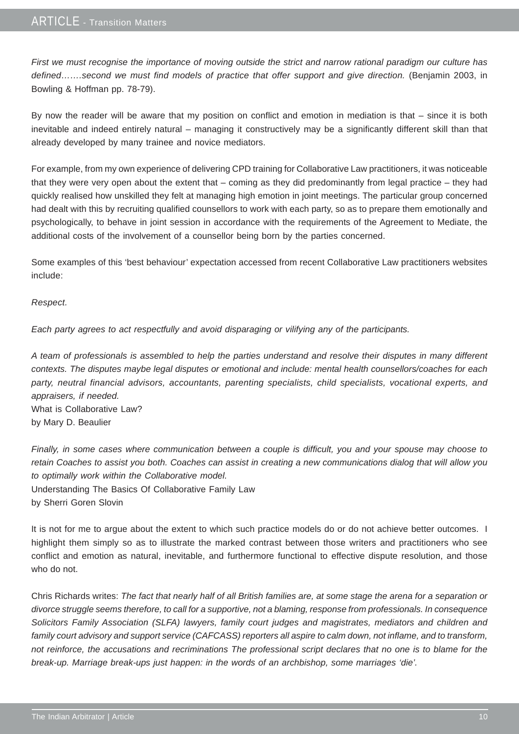*First we must recognise the importance of moving outside the strict and narrow rational paradigm our culture has defined…….second we must find models of practice that offer support and give direction.* (Benjamin 2003, in Bowling & Hoffman pp. 78-79).

By now the reader will be aware that my position on conflict and emotion in mediation is that – since it is both inevitable and indeed entirely natural – managing it constructively may be a significantly different skill than that already developed by many trainee and novice mediators.

For example, from my own experience of delivering CPD training for Collaborative Law practitioners, it was noticeable that they were very open about the extent that – coming as they did predominantly from legal practice – they had quickly realised how unskilled they felt at managing high emotion in joint meetings. The particular group concerned had dealt with this by recruiting qualified counsellors to work with each party, so as to prepare them emotionally and psychologically, to behave in joint session in accordance with the requirements of the Agreement to Mediate, the additional costs of the involvement of a counsellor being born by the parties concerned.

Some examples of this 'best behaviour' expectation accessed from recent Collaborative Law practitioners websites include:

*Respect.*

*Each party agrees to act respectfully and avoid disparaging or vilifying any of the participants.*

*A team of professionals is assembled to help the parties understand and resolve their disputes in many different contexts. The disputes maybe legal disputes or emotional and include: mental health counsellors/coaches for each party, neutral financial advisors, accountants, parenting specialists, child specialists, vocational experts, and appraisers, if needed.*
What is Collaborative Law?
by Mary D. Beaulier

*Finally, in some cases where communication between a couple is difficult, you and your spouse may choose to retain Coaches to assist you both. Coaches can assist in creating a new communications dialog that will allow you to optimally work within the Collaborative model.*
Understanding The Basics Of Collaborative Family Law
by Sherri Goren Slovin

It is not for me to argue about the extent to which such practice models do or do not achieve better outcomes. I highlight them simply so as to illustrate the marked contrast between those writers and practitioners who see conflict and emotion as natural, inevitable, and furthermore functional to effective dispute resolution, and those who do not.

Chris Richards writes: *The fact that nearly half of all British families are, at some stage the arena for a separation or divorce struggle seems therefore, to call for a supportive, not a blaming, response from professionals. In consequence Solicitors Family Association (SLFA) lawyers, family court judges and magistrates, mediators and children and family court advisory and support service (CAFCASS) reporters all aspire to calm down, not inflame, and to transform, not reinforce, the accusations and recriminations The professional script declares that no one is to blame for the break-up. Marriage break-ups just happen: in the words of an archbishop, some marriages 'die'.*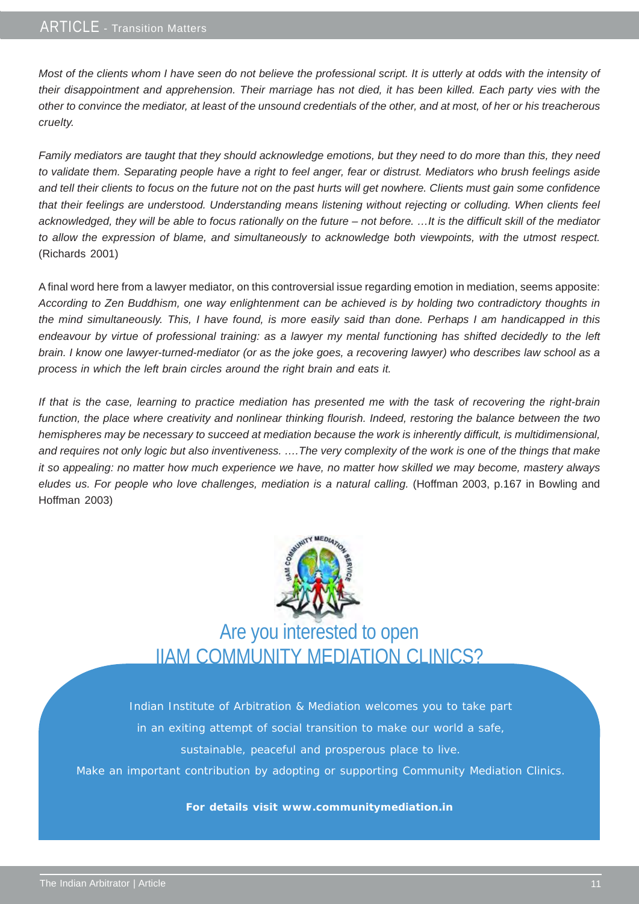*Most of the clients whom I have seen do not believe the professional script. It is utterly at odds with the intensity of their disappointment and apprehension. Their marriage has not died, it has been killed. Each party vies with the other to convince the mediator, at least of the unsound credentials of the other, and at most, of her or his treacherous cruelty.*

*Family mediators are taught that they should acknowledge emotions, but they need to do more than this, they need to validate them. Separating people have a right to feel anger, fear or distrust. Mediators who brush feelings aside and tell their clients to focus on the future not on the past hurts will get nowhere. Clients must gain some confidence that their feelings are understood. Understanding means listening without rejecting or colluding. When clients feel acknowledged, they will be able to focus rationally on the future – not before. …It is the difficult skill of the mediator to allow the expression of blame, and simultaneously to acknowledge both viewpoints, with the utmost respect.* (Richards 2001)

A final word here from a lawyer mediator, on this controversial issue regarding emotion in mediation, seems apposite: *According to Zen Buddhism, one way enlightenment can be achieved is by holding two contradictory thoughts in the mind simultaneously. This, I have found, is more easily said than done. Perhaps I am handicapped in this endeavour by virtue of professional training: as a lawyer my mental functioning has shifted decidedly to the left brain. I know one lawyer-turned-mediator (or as the joke goes, a recovering lawyer) who describes law school as a process in which the left brain circles around the right brain and eats it.*

*If that is the case, learning to practice mediation has presented me with the task of recovering the right-brain function, the place where creativity and nonlinear thinking flourish. Indeed, restoring the balance between the two hemispheres may be necessary to succeed at mediation because the work is inherently difficult, is multidimensional, and requires not only logic but also inventiveness. ….The very complexity of the work is one of the things that make it so appealing: no matter how much experience we have, no matter how skilled we may become, mastery always eludes us. For people who love challenges, mediation is a natural calling.* (Hoffman 2003, p.167 in Bowling and Hoffman 2003)

## Are you interested to open IIAM COMMUNITY MEDIATION CLINICS?

Indian Institute of Arbitration & Mediation welcomes you to take part in an exiting attempt of social transition to make our world a safe, sustainable, peaceful and prosperous place to live.

Make an important contribution by adopting or supporting Community Mediation Clinics.

**For details visit www.communitymediation.in**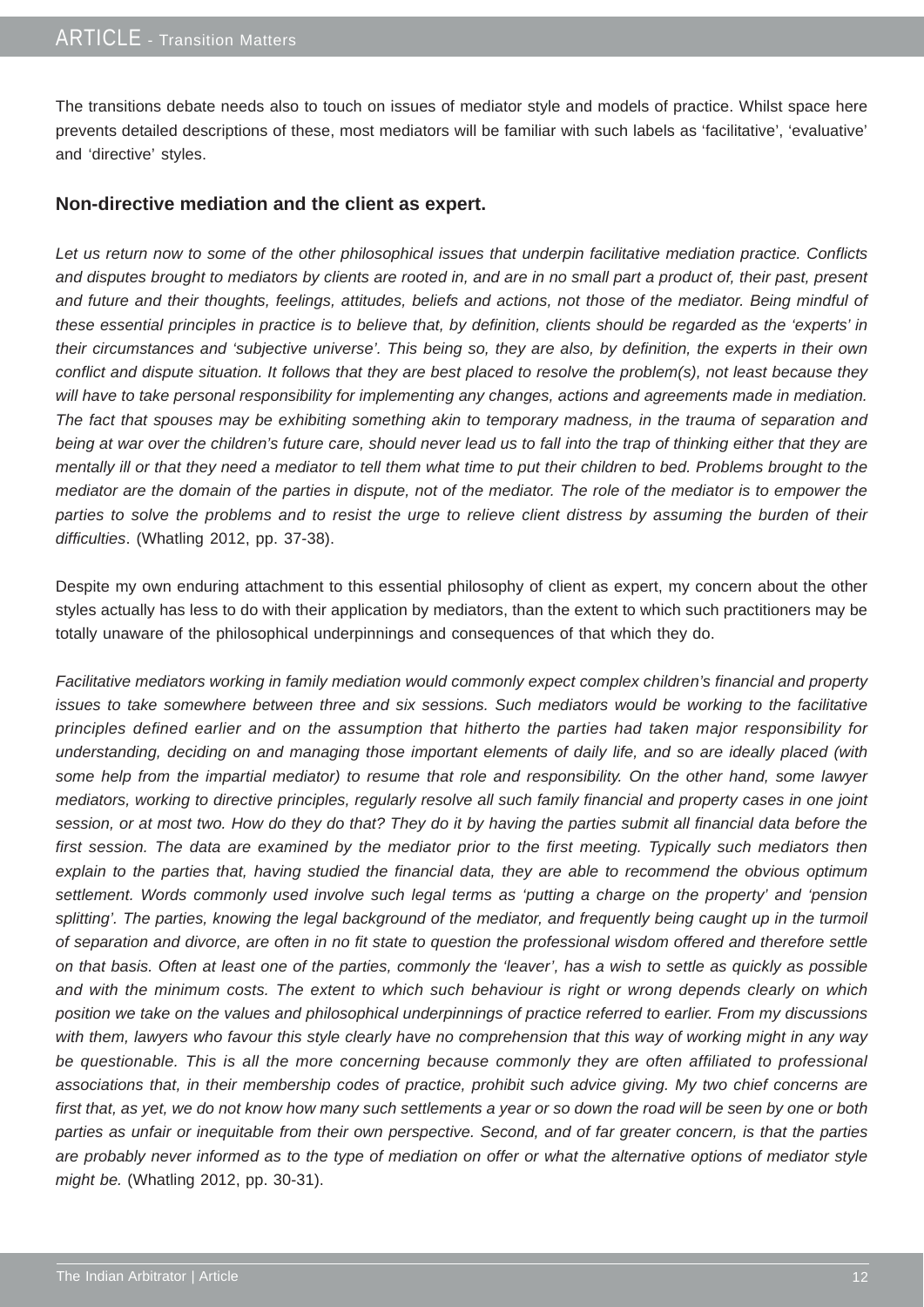The transitions debate needs also to touch on issues of mediator style and models of practice. Whilst space here prevents detailed descriptions of these, most mediators will be familiar with such labels as 'facilitative', 'evaluative' and 'directive' styles.

### Non-directive mediation and the client as expert.

*Let us return now to some of the other philosophical issues that underpin facilitative mediation practice. Conflicts and disputes brought to mediators by clients are rooted in, and are in no small part a product of, their past, present and future and their thoughts, feelings, attitudes, beliefs and actions, not those of the mediator. Being mindful of these essential principles in practice is to believe that, by definition, clients should be regarded as the 'experts' in their circumstances and 'subjective universe'. This being so, they are also, by definition, the experts in their own conflict and dispute situation. It follows that they are best placed to resolve the problem(s), not least because they will have to take personal responsibility for implementing any changes, actions and agreements made in mediation. The fact that spouses may be exhibiting something akin to temporary madness, in the trauma of separation and being at war over the children's future care, should never lead us to fall into the trap of thinking either that they are mentally ill or that they need a mediator to tell them what time to put their children to bed. Problems brought to the mediator are the domain of the parties in dispute, not of the mediator. The role of the mediator is to empower the parties to solve the problems and to resist the urge to relieve client distress by assuming the burden of their difficulties*. (Whatling 2012, pp. 37-38).

Despite my own enduring attachment to this essential philosophy of client as expert, my concern about the other styles actually has less to do with their application by mediators, than the extent to which such practitioners may be totally unaware of the philosophical underpinnings and consequences of that which they do.

*Facilitative mediators working in family mediation would commonly expect complex children's financial and property issues to take somewhere between three and six sessions. Such mediators would be working to the facilitative principles defined earlier and on the assumption that hitherto the parties had taken major responsibility for understanding, deciding on and managing those important elements of daily life, and so are ideally placed (with some help from the impartial mediator) to resume that role and responsibility. On the other hand, some lawyer mediators, working to directive principles, regularly resolve all such family financial and property cases in one joint session, or at most two. How do they do that? They do it by having the parties submit all financial data before the first session. The data are examined by the mediator prior to the first meeting. Typically such mediators then explain to the parties that, having studied the financial data, they are able to recommend the obvious optimum settlement. Words commonly used involve such legal terms as 'putting a charge on the property' and 'pension splitting'. The parties, knowing the legal background of the mediator, and frequently being caught up in the turmoil of separation and divorce, are often in no fit state to question the professional wisdom offered and therefore settle on that basis. Often at least one of the parties, commonly the 'leaver', has a wish to settle as quickly as possible and with the minimum costs. The extent to which such behaviour is right or wrong depends clearly on which position we take on the values and philosophical underpinnings of practice referred to earlier. From my discussions with them, lawyers who favour this style clearly have no comprehension that this way of working might in any way be questionable. This is all the more concerning because commonly they are often affiliated to professional associations that, in their membership codes of practice, prohibit such advice giving. My two chief concerns are first that, as yet, we do not know how many such settlements a year or so down the road will be seen by one or both parties as unfair or inequitable from their own perspective. Second, and of far greater concern, is that the parties are probably never informed as to the type of mediation on offer or what the alternative options of mediator style might be.* (Whatling 2012, pp. 30-31).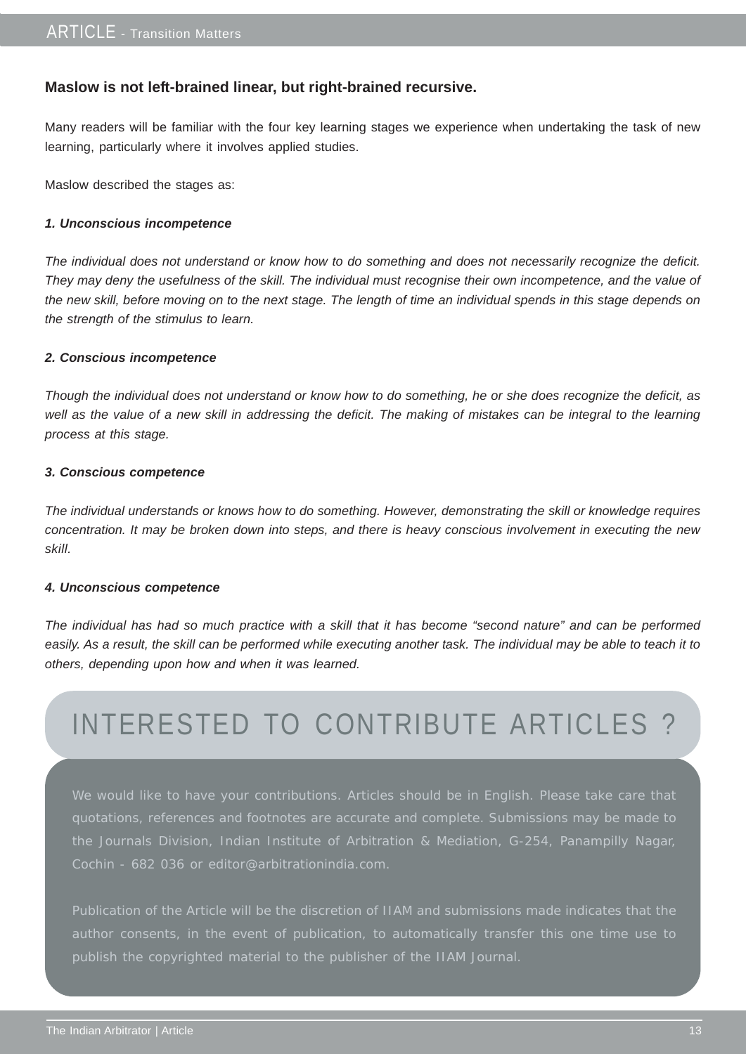**Maslow is not left-brained linear, but right-brained recursive.**

Many readers will be familiar with the four key learning stages we experience when undertaking the task of new learning, particularly where it involves applied studies.

Maslow described the stages as:

***1. Unconscious incompetence***

*The individual does not understand or know how to do something and does not necessarily recognize the deficit. They may deny the usefulness of the skill. The individual must recognise their own incompetence, and the value of the new skill, before moving on to the next stage. The length of time an individual spends in this stage depends on the strength of the stimulus to learn.*

***2. Conscious incompetence***

*Though the individual does not understand or know how to do something, he or she does recognize the deficit, as well as the value of a new skill in addressing the deficit. The making of mistakes can be integral to the learning process at this stage.*

***3. Conscious competence***

*The individual understands or knows how to do something. However, demonstrating the skill or knowledge requires concentration. It may be broken down into steps, and there is heavy conscious involvement in executing the new skill.*

***4. Unconscious competence***

*The individual has had so much practice with a skill that it has become "second nature" and can be performed easily. As a result, the skill can be performed while executing another task. The individual may be able to teach it to others, depending upon how and when it was learned.*

## INTERESTED TO CONTRIBUTE ARTICLES ?

We would like to have your contributions. Articles should be in English. Please take care that quotations, references and footnotes are accurate and complete. Submissions may be made to the Journals Division, Indian Institute of Arbitration & Mediation, G-254, Panampilly Nagar, Cochin - 682 036 or editor@arbitrationindia.com.

Publication of the Article will be the discretion of IIAM and submissions made indicates that the author consents, in the event of publication, to automatically transfer this one time use to publish the copyrighted material to the publisher of the IIAM Journal.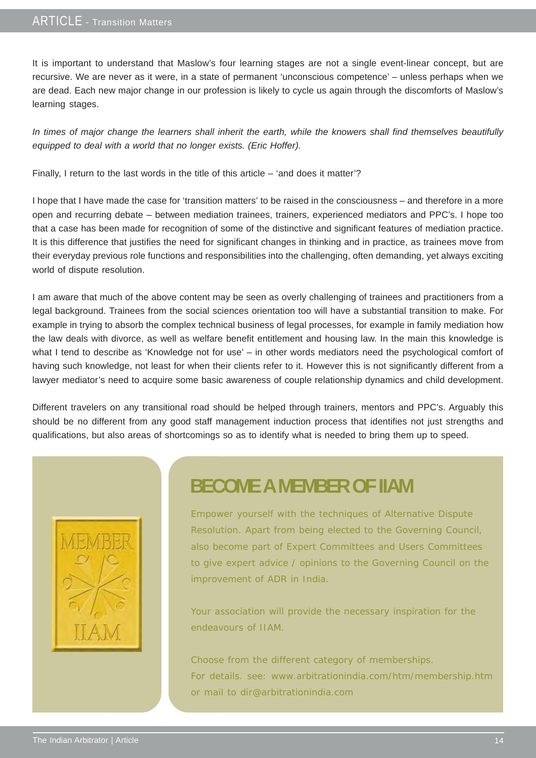It is important to understand that Maslow's four learning stages are not a single event-linear concept, but are recursive. We are never as it were, in a state of permanent 'unconscious competence' – unless perhaps when we are dead. Each new major change in our profession is likely to cycle us again through the discomforts of Maslow's learning stages.

*In times of major change the learners shall inherit the earth, while the knowers shall find themselves beautifully equipped to deal with a world that no longer exists. (Eric Hoffer).*

Finally, I return to the last words in the title of this article – 'and does it matter'?

I hope that I have made the case for 'transition matters' to be raised in the consciousness – and therefore in a more open and recurring debate – between mediation trainees, trainers, experienced mediators and PPC's. I hope too that a case has been made for recognition of some of the distinctive and significant features of mediation practice. It is this difference that justifies the need for significant changes in thinking and in practice, as trainees move from their everyday previous role functions and responsibilities into the challenging, often demanding, yet always exciting world of dispute resolution.

I am aware that much of the above content may be seen as overly challenging of trainees and practitioners from a legal background. Trainees from the social sciences orientation too will have a substantial transition to make. For example in trying to absorb the complex technical business of legal processes, for example in family mediation how the law deals with divorce, as well as welfare benefit entitlement and housing law. In the main this knowledge is what I tend to describe as 'Knowledge not for use' – in other words mediators need the psychological comfort of having such knowledge, not least for when their clients refer to it. However this is not significantly different from a lawyer mediator's need to acquire some basic awareness of couple relationship dynamics and child development.

Different travelers on any transitional road should be helped through trainers, mentors and PPC's. Arguably this should be no different from any good staff management induction process that identifies not just strengths and qualifications, but also areas of shortcomings so as to identify what is needed to bring them up to speed.

MEMBER IIAM

## BECOME A MEMBER OF IIAM

Empower yourself with the techniques of Alternative Dispute Resolution. Apart from being elected to the Governing Council, also become part of Expert Committees and Users Committees to give expert advice / opinions to the Governing Council on the improvement of ADR in India.

Your association will provide the necessary inspiration for the endeavours of IIAM.

Choose from the different category of memberships.
For details. see: www.arbitrationindia.com/htm/membership.htm
or mail to dir@arbitrationindia.com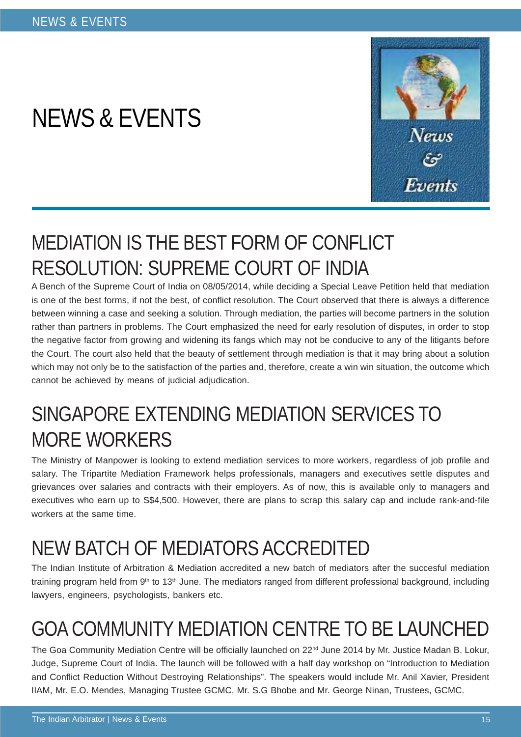# NEWS & EVENTS

## MEDIATION IS THE BEST FORM OF CONFLICT RESOLUTION: SUPREME COURT OF INDIA

A Bench of the Supreme Court of India on 08/05/2014, while deciding a Special Leave Petition held that mediation is one of the best forms, if not the best, of conflict resolution. The Court observed that there is always a difference between winning a case and seeking a solution. Through mediation, the parties will become partners in the solution rather than partners in problems. The Court emphasized the need for early resolution of disputes, in order to stop the negative factor from growing and widening its fangs which may not be conducive to any of the litigants before the Court. The court also held that the beauty of settlement through mediation is that it may bring about a solution which may not only be to the satisfaction of the parties and, therefore, create a win win situation, the outcome which cannot be achieved by means of judicial adjudication.

## SINGAPORE EXTENDING MEDIATION SERVICES TO MORE WORKERS

The Ministry of Manpower is looking to extend mediation services to more workers, regardless of job profile and salary. The Tripartite Mediation Framework helps professionals, managers and executives settle disputes and grievances over salaries and contracts with their employers. As of now, this is available only to managers and executives who earn up to S$4,500. However, there are plans to scrap this salary cap and include rank-and-file workers at the same time.

## NEW BATCH OF MEDIATORS ACCREDITED

The Indian Institute of Arbitration & Mediation accredited a new batch of mediators after the succesful mediation training program held from 9th to 13th June. The mediators ranged from different professional background, including lawyers, engineers, psychologists, bankers etc.

## GOA COMMUNITY MEDIATION CENTRE TO BE LAUNCHED

The Goa Community Mediation Centre will be officially launched on 22nd June 2014 by Mr. Justice Madan B. Lokur, Judge, Supreme Court of India. The launch will be followed with a half day workshop on "Introduction to Mediation and Conflict Reduction Without Destroying Relationships". The speakers would include Mr. Anil Xavier, President IIAM, Mr. E.O. Mendes, Managing Trustee GCMC, Mr. S.G Bhobe and Mr. George Ninan, Trustees, GCMC.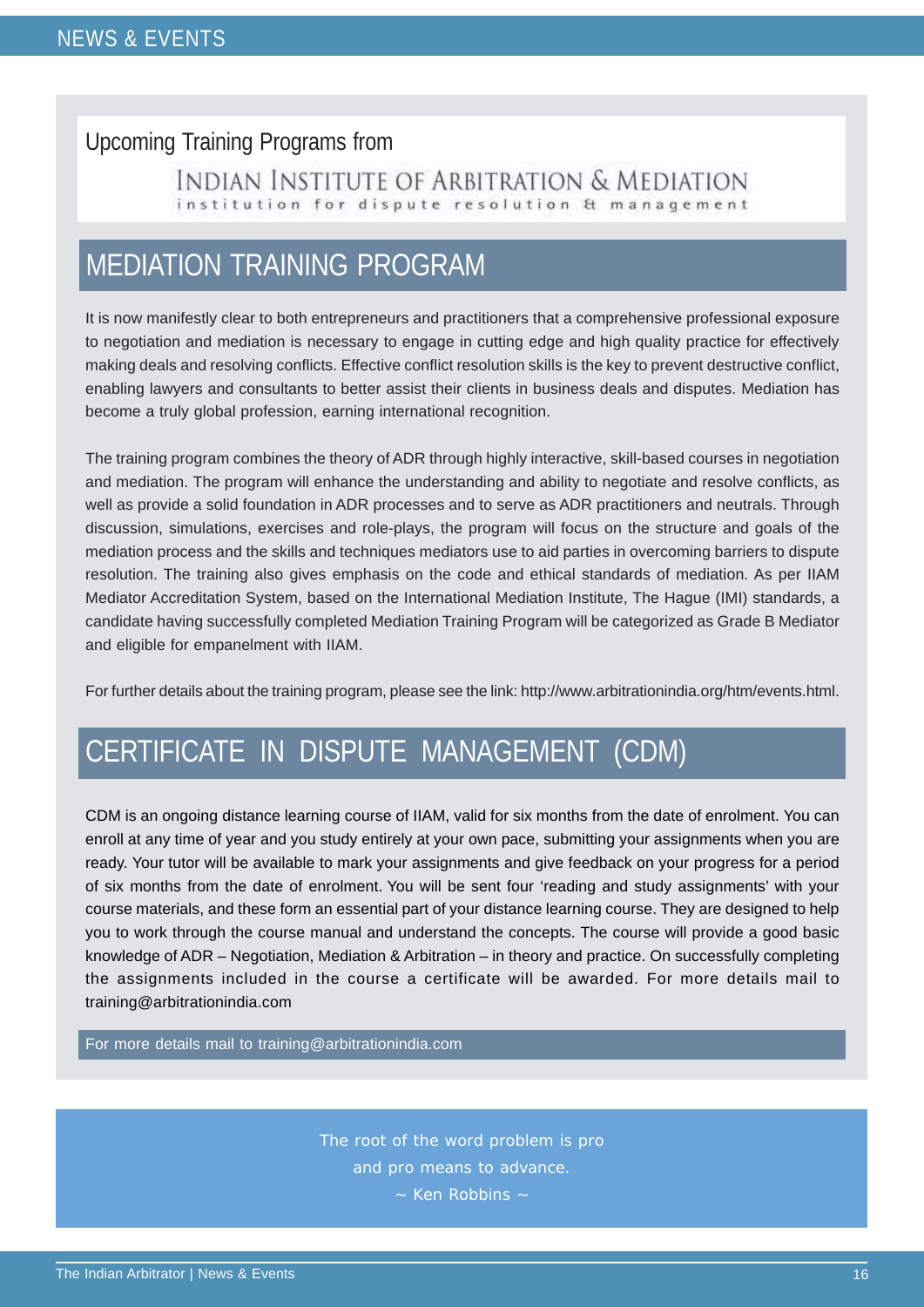Upcoming Training Programs from

INDIAN INSTITUTE OF ARBITRATION & MEDIATION
institution for dispute resolution & management

## MEDIATION TRAINING PROGRAM

It is now manifestly clear to both entrepreneurs and practitioners that a comprehensive professional exposure to negotiation and mediation is necessary to engage in cutting edge and high quality practice for effectively making deals and resolving conflicts. Effective conflict resolution skills is the key to prevent destructive conflict, enabling lawyers and consultants to better assist their clients in business deals and disputes. Mediation has become a truly global profession, earning international recognition.

The training program combines the theory of ADR through highly interactive, skill-based courses in negotiation and mediation. The program will enhance the understanding and ability to negotiate and resolve conflicts, as well as provide a solid foundation in ADR processes and to serve as ADR practitioners and neutrals. Through discussion, simulations, exercises and role-plays, the program will focus on the structure and goals of the mediation process and the skills and techniques mediators use to aid parties in overcoming barriers to dispute resolution. The training also gives emphasis on the code and ethical standards of mediation. As per IIAM Mediator Accreditation System, based on the International Mediation Institute, The Hague (IMI) standards, a candidate having successfully completed Mediation Training Program will be categorized as Grade B Mediator and eligible for empanelment with IIAM.

For further details about the training program, please see the link: http://www.arbitrationindia.org/htm/events.html.

## CERTIFICATE IN DISPUTE MANAGEMENT (CDM)

CDM is an ongoing distance learning course of IIAM, valid for six months from the date of enrolment. You can enroll at any time of year and you study entirely at your own pace, submitting your assignments when you are ready. Your tutor will be available to mark your assignments and give feedback on your progress for a period of six months from the date of enrolment. You will be sent four 'reading and study assignments' with your course materials, and these form an essential part of your distance learning course. They are designed to help you to work through the course manual and understand the concepts. The course will provide a good basic knowledge of ADR – Negotiation, Mediation & Arbitration – in theory and practice. On successfully completing the assignments included in the course a certificate will be awarded. For more details mail to training@arbitrationindia.com

For more details mail to training@arbitrationindia.com

The root of the word problem is pro
and pro means to advance.
~ Ken Robbins ~